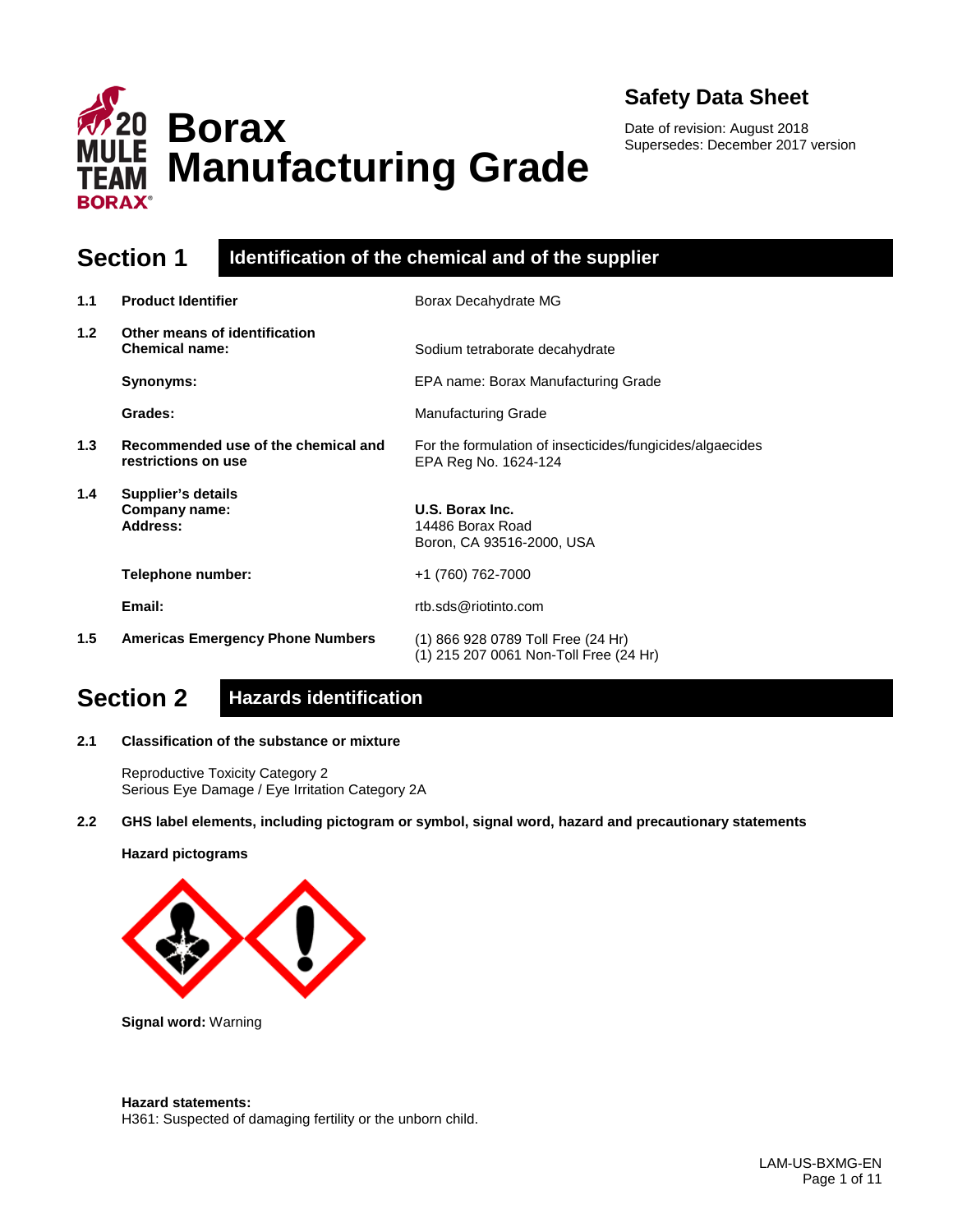# Borax Manufacturing Grade

## Safety Data Sheet

Date of revision: August 2018
Supersedes: December 2017 version

## Section 1 Identification of the chemical and of the supplier

**1.1 Product Identifier** Borax Decahydrate MG

**1.2 Other means of identification**

**Chemical name:** Sodium tetraborate decahydrate

**Synonyms:** EPA name: Borax Manufacturing Grade

**Grades:** Manufacturing Grade

**1.3 Recommended use of the chemical and restrictions on use** For the formulation of insecticides/fungicides/algaecides
EPA Reg No. 1624-124

**1.4 Supplier's details**

**Company name:** **U.S. Borax Inc.**

**Address:** 14486 Borax Road
Boron, CA 93516-2000, USA

**Telephone number:** +1 (760) 762-7000

**Email:** rtb.sds@riotinto.com

**1.5 Americas Emergency Phone Numbers** (1) 866 928 0789 Toll Free (24 Hr)
(1) 215 207 0061 Non-Toll Free (24 Hr)

## Section 2 Hazards identification

**2.1 Classification of the substance or mixture**

Reproductive Toxicity Category 2
Serious Eye Damage / Eye Irritation Category 2A

**2.2 GHS label elements, including pictogram or symbol, signal word, hazard and precautionary statements**

**Hazard pictograms**

**Signal word:** Warning

**Hazard statements:**
H361: Suspected of damaging fertility or the unborn child.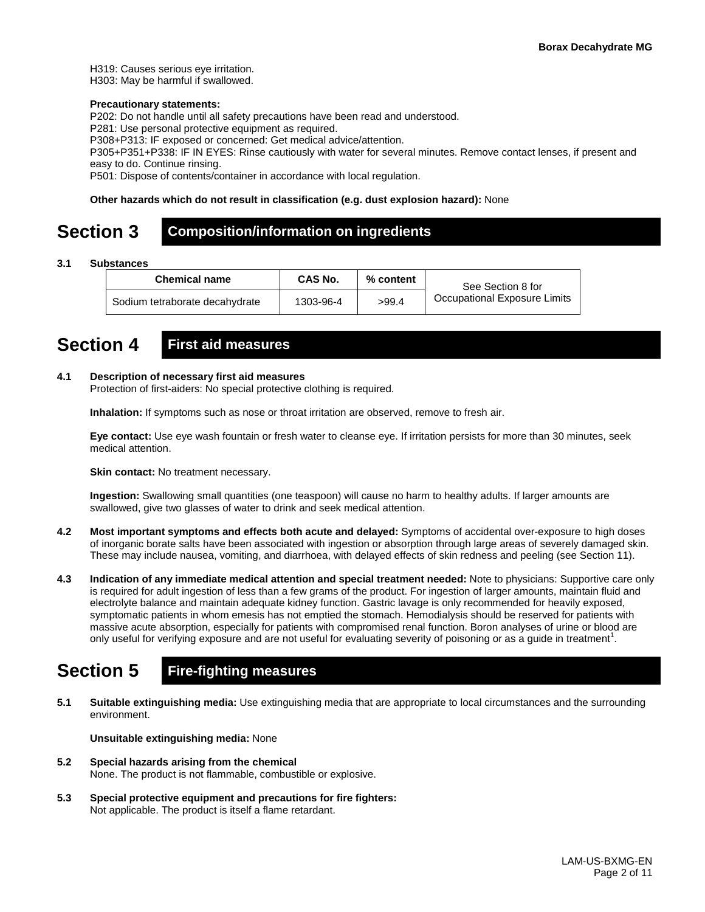H319: Causes serious eye irritation.
H303: May be harmful if swallowed.

**Precautionary statements:**
P202: Do not handle until all safety precautions have been read and understood.
P281: Use personal protective equipment as required.
P308+P313: IF exposed or concerned: Get medical advice/attention.
P305+P351+P338: IF IN EYES: Rinse cautiously with water for several minutes. Remove contact lenses, if present and easy to do. Continue rinsing.
P501: Dispose of contents/container in accordance with local regulation.

**Other hazards which do not result in classification (e.g. dust explosion hazard):** None

# Section 3 Composition/information on ingredients

**3.1 Substances**

| Chemical name | CAS No. | % content | See Section 8 for Occupational Exposure Limits |
|---|---|---|---|
| Sodium tetraborate decahydrate | 1303-96-4 | >99.4 | |

# Section 4 First aid measures

**4.1 Description of necessary first aid measures**
Protection of first-aiders: No special protective clothing is required.

**Inhalation:** If symptoms such as nose or throat irritation are observed, remove to fresh air.

**Eye contact:** Use eye wash fountain or fresh water to cleanse eye. If irritation persists for more than 30 minutes, seek medical attention.

**Skin contact:** No treatment necessary.

**Ingestion:** Swallowing small quantities (one teaspoon) will cause no harm to healthy adults. If larger amounts are swallowed, give two glasses of water to drink and seek medical attention.

**4.2 Most important symptoms and effects both acute and delayed:** Symptoms of accidental over-exposure to high doses of inorganic borate salts have been associated with ingestion or absorption through large areas of severely damaged skin. These may include nausea, vomiting, and diarrhoea, with delayed effects of skin redness and peeling (see Section 11).

**4.3 Indication of any immediate medical attention and special treatment needed:** Note to physicians: Supportive care only is required for adult ingestion of less than a few grams of the product. For ingestion of larger amounts, maintain fluid and electrolyte balance and maintain adequate kidney function. Gastric lavage is only recommended for heavily exposed, symptomatic patients in whom emesis has not emptied the stomach. Hemodialysis should be reserved for patients with massive acute absorption, especially for patients with compromised renal function. Boron analyses of urine or blood are only useful for verifying exposure and are not useful for evaluating severity of poisoning or as a guide in treatment[1].

# Section 5 Fire-fighting measures

**5.1 Suitable extinguishing media:** Use extinguishing media that are appropriate to local circumstances and the surrounding environment.

**Unsuitable extinguishing media:** None

**5.2 Special hazards arising from the chemical**
None. The product is not flammable, combustible or explosive.

**5.3 Special protective equipment and precautions for fire fighters:**
Not applicable. The product is itself a flame retardant.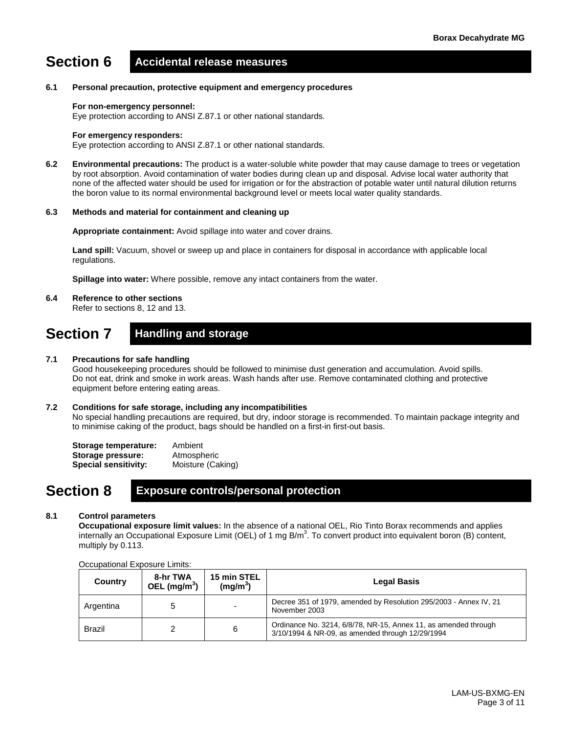# Section 6 Accidental release measures

**6.1 Personal precaution, protective equipment and emergency procedures**

**For non-emergency personnel:**
Eye protection according to ANSI Z.87.1 or other national standards.

**For emergency responders:**
Eye protection according to ANSI Z.87.1 or other national standards.

**6.2 Environmental precautions:** The product is a water-soluble white powder that may cause damage to trees or vegetation by root absorption. Avoid contamination of water bodies during clean up and disposal. Advise local water authority that none of the affected water should be used for irrigation or for the abstraction of potable water until natural dilution returns the boron value to its normal environmental background level or meets local water quality standards.

**6.3 Methods and material for containment and cleaning up**

**Appropriate containment:** Avoid spillage into water and cover drains.

**Land spill:** Vacuum, shovel or sweep up and place in containers for disposal in accordance with applicable local regulations.

**Spillage into water:** Where possible, remove any intact containers from the water.

**6.4 Reference to other sections**
Refer to sections 8, 12 and 13.

# Section 7 Handling and storage

**7.1 Precautions for safe handling**
Good housekeeping procedures should be followed to minimise dust generation and accumulation. Avoid spills. Do not eat, drink and smoke in work areas. Wash hands after use. Remove contaminated clothing and protective equipment before entering eating areas.

**7.2 Conditions for safe storage, including any incompatibilities**
No special handling precautions are required, but dry, indoor storage is recommended. To maintain package integrity and to minimise caking of the product, bags should be handled on a first-in first-out basis.

**Storage temperature:** Ambient
**Storage pressure:** Atmospheric
**Special sensitivity:** Moisture (Caking)

# Section 8 Exposure controls/personal protection

**8.1 Control parameters**
**Occupational exposure limit values:** In the absence of a national OEL, Rio Tinto Borax recommends and applies internally an Occupational Exposure Limit (OEL) of 1 mg B/m$^3$. To convert product into equivalent boron (B) content, multiply by 0.113.

Occupational Exposure Limits:

| Country | 8-hr TWA OEL (mg/m$^3$) | 15 min STEL (mg/m$^3$) | Legal Basis |
|---|---|---|---|
| Argentina | 5 | - | Decree 351 of 1979, amended by Resolution 295/2003 - Annex IV, 21 November 2003 |
| Brazil | 2 | 6 | Ordinance No. 3214, 6/8/78, NR-15, Annex 11, as amended through 3/10/1994 & NR-09, as amended through 12/29/1994 |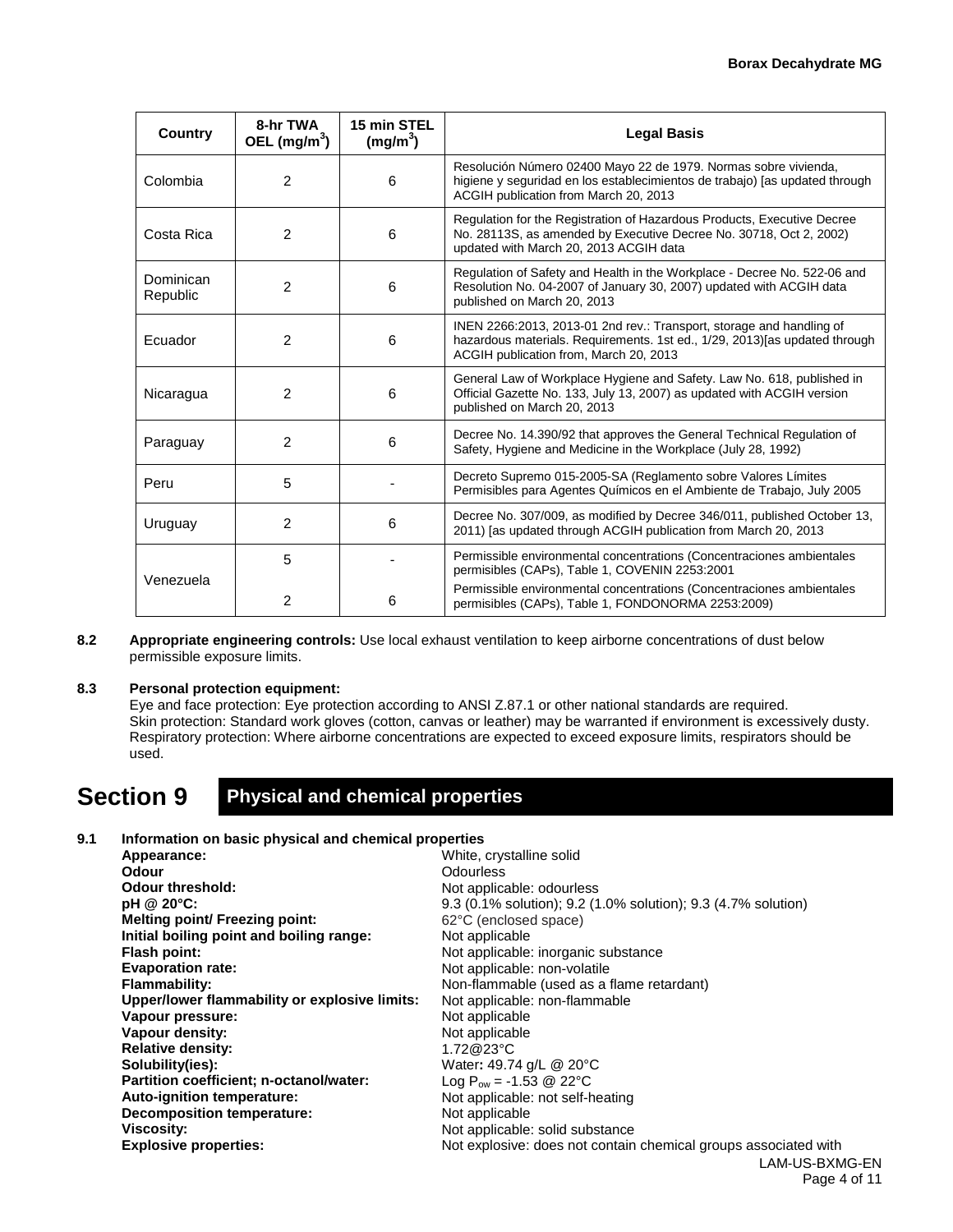| Country | 8-hr TWA OEL (mg/m³) | 15 min STEL (mg/m³) | Legal Basis |
|---|---|---|---|
| Colombia | 2 | 6 | Resolución Número 02400 Mayo 22 de 1979. Normas sobre vivienda, higiene y seguridad en los establecimientos de trabajo) [as updated through ACGIH publication from March 20, 2013 |
| Costa Rica | 2 | 6 | Regulation for the Registration of Hazardous Products, Executive Decree No. 28113S, as amended by Executive Decree No. 30718, Oct 2, 2002) updated with March 20, 2013 ACGIH data |
| Dominican Republic | 2 | 6 | Regulation of Safety and Health in the Workplace - Decree No. 522-06 and Resolution No. 04-2007 of January 30, 2007) updated with ACGIH data published on March 20, 2013 |
| Ecuador | 2 | 6 | INEN 2266:2013, 2013-01 2nd rev.: Transport, storage and handling of hazardous materials. Requirements. 1st ed., 1/29, 2013)[as updated through ACGIH publication from, March 20, 2013 |
| Nicaragua | 2 | 6 | General Law of Workplace Hygiene and Safety. Law No. 618, published in Official Gazette No. 133, July 13, 2007) as updated with ACGIH version published on March 20, 2013 |
| Paraguay | 2 | 6 | Decree No. 14.390/92 that approves the General Technical Regulation of Safety, Hygiene and Medicine in the Workplace (July 28, 1992) |
| Peru | 5 | - | Decreto Supremo 015-2005-SA (Reglamento sobre Valores Límites Permisibles para Agentes Químicos en el Ambiente de Trabajo, July 2005 |
| Uruguay | 2 | 6 | Decree No. 307/009, as modified by Decree 346/011, published October 13, 2011) [as updated through ACGIH publication from March 20, 2013 |
| Venezuela | 5 | - | Permissible environmental concentrations (Concentraciones ambientales permisibles (CAPs), Table 1, COVENIN 2253:2001 |
| | 2 | 6 | Permissible environmental concentrations (Concentraciones ambientales permisibles (CAPs), Table 1, FONDONORMA 2253:2009) |

**8.2 Appropriate engineering controls:** Use local exhaust ventilation to keep airborne concentrations of dust below permissible exposure limits.

**8.3 Personal protection equipment:**

Eye and face protection: Eye protection according to ANSI Z.87.1 or other national standards are required.
Skin protection: Standard work gloves (cotton, canvas or leather) may be warranted if environment is excessively dusty.
Respiratory protection: Where airborne concentrations are expected to exceed exposure limits, respirators should be used.

# Section 9 Physical and chemical properties

**9.1 Information on basic physical and chemical properties**

| | |
|---|---|
| **Appearance:** | White, crystalline solid |
| **Odour** | Odourless |
| **Odour threshold:** | Not applicable: odourless |
| **pH @ 20°C:** | 9.3 (0.1% solution); 9.2 (1.0% solution); 9.3 (4.7% solution) |
| **Melting point/ Freezing point:** | 62°C (enclosed space) |
| **Initial boiling point and boiling range:** | Not applicable |
| **Flash point:** | Not applicable: inorganic substance |
| **Evaporation rate:** | Not applicable: non-volatile |
| **Flammability:** | Non-flammable (used as a flame retardant) |
| **Upper/lower flammability or explosive limits:** | Not applicable: non-flammable |
| **Vapour pressure:** | Not applicable |
| **Vapour density:** | Not applicable |
| **Relative density:** | 1.72@23°C |
| **Solubility(ies):** | Water**:** 49.74 g/L @ 20°C |
| **Partition coefficient; n-octanol/water:** | Log $P_{ow}$ = -1.53 @ 22°C |
| **Auto-ignition temperature:** | Not applicable: not self-heating |
| **Decomposition temperature:** | Not applicable |
| **Viscosity:** | Not applicable: solid substance |
| **Explosive properties:** | Not explosive: does not contain chemical groups associated with |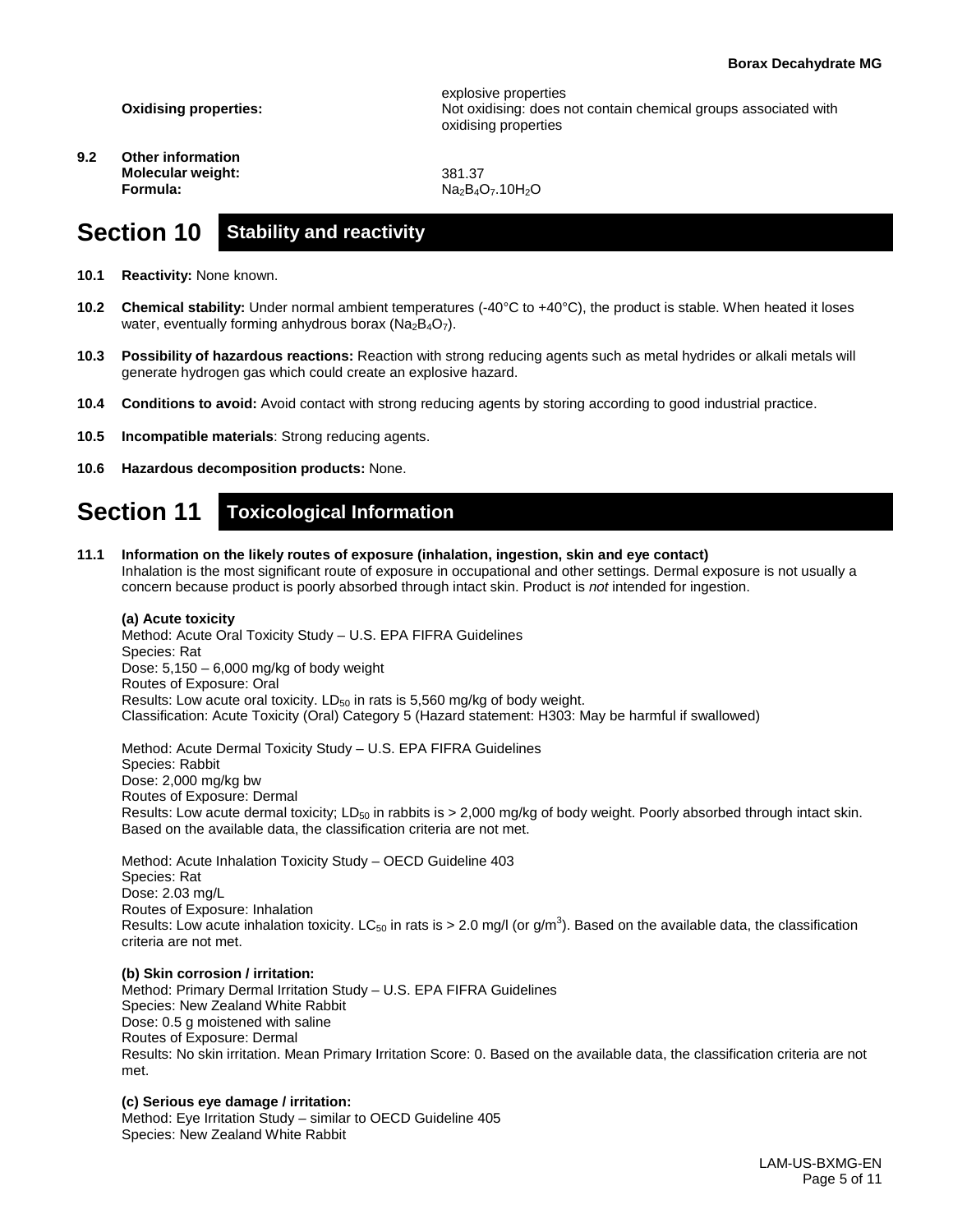| | |
|---|---|
| | explosive properties |
| **Oxidising properties:** | Not oxidising: does not contain chemical groups associated with oxidising properties |

**9.2 Other information**

| | |
|---|---|
| **Molecular weight:** | 381.37 |
| **Formula:** | $Na_2B_4O_7.10H_2O$ |

# Section 10 Stability and reactivity

**10.1 Reactivity:** None known.

**10.2 Chemical stability:** Under normal ambient temperatures (-40°C to +40°C), the product is stable. When heated it loses water, eventually forming anhydrous borax ($Na_2B_4O_7$).

**10.3 Possibility of hazardous reactions:** Reaction with strong reducing agents such as metal hydrides or alkali metals will generate hydrogen gas which could create an explosive hazard.

**10.4 Conditions to avoid:** Avoid contact with strong reducing agents by storing according to good industrial practice.

**10.5 Incompatible materials**: Strong reducing agents.

**10.6 Hazardous decomposition products:** None.

# Section 11 Toxicological Information

**11.1 Information on the likely routes of exposure (inhalation, ingestion, skin and eye contact)**
Inhalation is the most significant route of exposure in occupational and other settings. Dermal exposure is not usually a concern because product is poorly absorbed through intact skin. Product is *not* intended for ingestion.

**(a) Acute toxicity**
Method: Acute Oral Toxicity Study – U.S. EPA FIFRA Guidelines
Species: Rat
Dose: 5,150 – 6,000 mg/kg of body weight
Routes of Exposure: Oral
Results: Low acute oral toxicity. $LD_{50}$ in rats is 5,560 mg/kg of body weight.
Classification: Acute Toxicity (Oral) Category 5 (Hazard statement: H303: May be harmful if swallowed)

Method: Acute Dermal Toxicity Study – U.S. EPA FIFRA Guidelines
Species: Rabbit
Dose: 2,000 mg/kg bw
Routes of Exposure: Dermal
Results: Low acute dermal toxicity; $LD_{50}$ in rabbits is > 2,000 mg/kg of body weight. Poorly absorbed through intact skin. Based on the available data, the classification criteria are not met.

Method: Acute Inhalation Toxicity Study – OECD Guideline 403
Species: Rat
Dose: 2.03 mg/L
Routes of Exposure: Inhalation
Results: Low acute inhalation toxicity. $LC_{50}$ in rats is > 2.0 mg/l (or $g/m^3$). Based on the available data, the classification criteria are not met.

**(b) Skin corrosion / irritation:**
Method: Primary Dermal Irritation Study – U.S. EPA FIFRA Guidelines
Species: New Zealand White Rabbit
Dose: 0.5 g moistened with saline
Routes of Exposure: Dermal
Results: No skin irritation. Mean Primary Irritation Score: 0. Based on the available data, the classification criteria are not met.

**(c) Serious eye damage / irritation:**
Method: Eye Irritation Study – similar to OECD Guideline 405
Species: New Zealand White Rabbit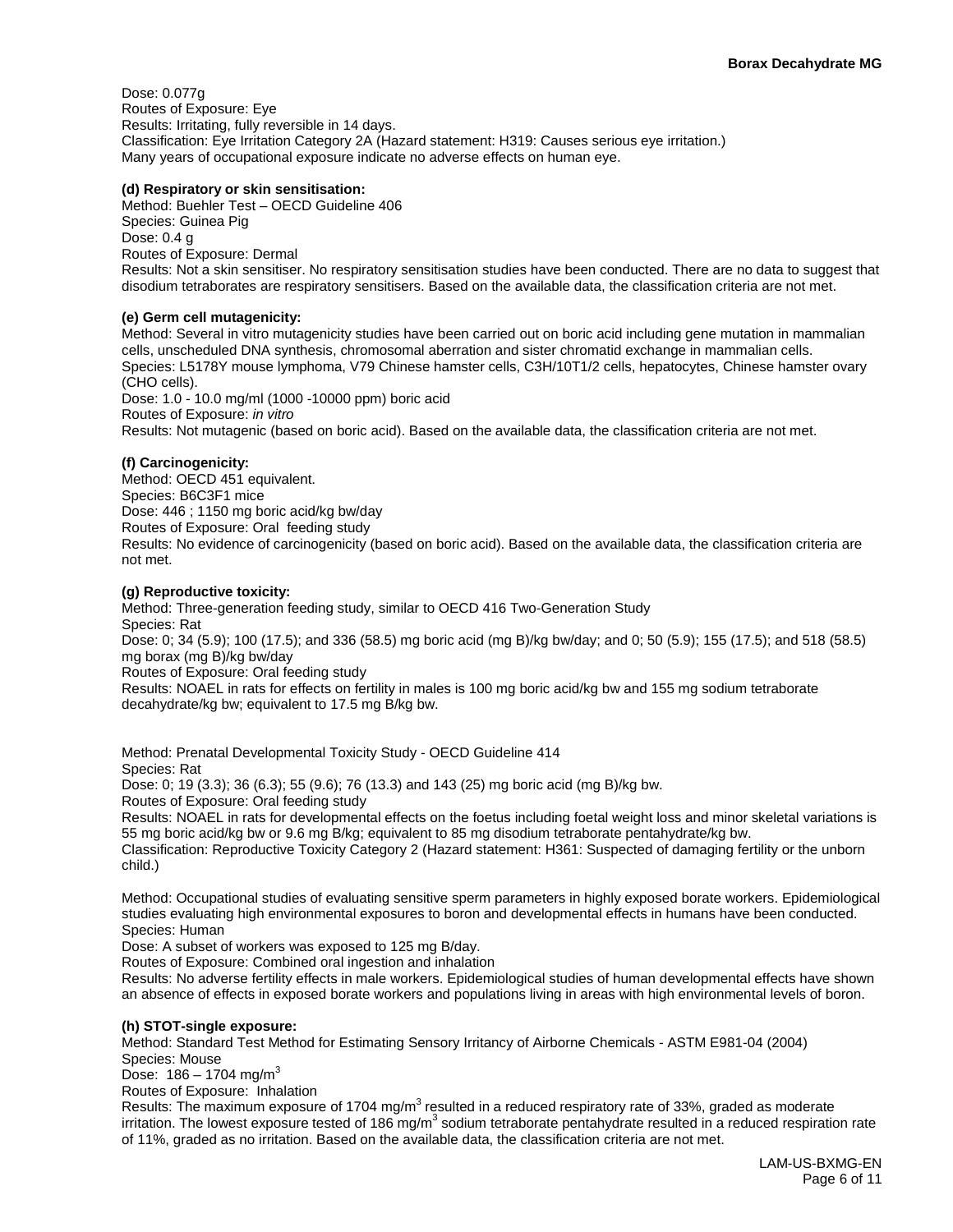Dose: 0.077g
Routes of Exposure: Eye
Results: Irritating, fully reversible in 14 days.
Classification: Eye Irritation Category 2A (Hazard statement: H319: Causes serious eye irritation.)
Many years of occupational exposure indicate no adverse effects on human eye.

**(d) Respiratory or skin sensitisation:**
Method: Buehler Test – OECD Guideline 406
Species: Guinea Pig
Dose: 0.4 g
Routes of Exposure: Dermal
Results: Not a skin sensitiser. No respiratory sensitisation studies have been conducted. There are no data to suggest that disodium tetraborates are respiratory sensitisers. Based on the available data, the classification criteria are not met.

**(e) Germ cell mutagenicity:**
Method: Several in vitro mutagenicity studies have been carried out on boric acid including gene mutation in mammalian cells, unscheduled DNA synthesis, chromosomal aberration and sister chromatid exchange in mammalian cells.
Species: L5178Y mouse lymphoma, V79 Chinese hamster cells, C3H/10T1/2 cells, hepatocytes, Chinese hamster ovary (CHO cells).
Dose: 1.0 - 10.0 mg/ml (1000 -10000 ppm) boric acid
Routes of Exposure: *in vitro*
Results: Not mutagenic (based on boric acid). Based on the available data, the classification criteria are not met.

**(f) Carcinogenicity:**
Method: OECD 451 equivalent.
Species: B6C3F1 mice
Dose: 446 ; 1150 mg boric acid/kg bw/day
Routes of Exposure: Oral feeding study
Results: No evidence of carcinogenicity (based on boric acid). Based on the available data, the classification criteria are not met.

**(g) Reproductive toxicity:**
Method: Three-generation feeding study, similar to OECD 416 Two-Generation Study
Species: Rat
Dose: 0; 34 (5.9); 100 (17.5); and 336 (58.5) mg boric acid (mg B)/kg bw/day; and 0; 50 (5.9); 155 (17.5); and 518 (58.5) mg borax (mg B)/kg bw/day
Routes of Exposure: Oral feeding study
Results: NOAEL in rats for effects on fertility in males is 100 mg boric acid/kg bw and 155 mg sodium tetraborate decahydrate/kg bw; equivalent to 17.5 mg B/kg bw.

Method: Prenatal Developmental Toxicity Study - OECD Guideline 414
Species: Rat
Dose: 0; 19 (3.3); 36 (6.3); 55 (9.6); 76 (13.3) and 143 (25) mg boric acid (mg B)/kg bw.
Routes of Exposure: Oral feeding study
Results: NOAEL in rats for developmental effects on the foetus including foetal weight loss and minor skeletal variations is 55 mg boric acid/kg bw or 9.6 mg B/kg; equivalent to 85 mg disodium tetraborate pentahydrate/kg bw.
Classification: Reproductive Toxicity Category 2 (Hazard statement: H361: Suspected of damaging fertility or the unborn child.)

Method: Occupational studies of evaluating sensitive sperm parameters in highly exposed borate workers. Epidemiological studies evaluating high environmental exposures to boron and developmental effects in humans have been conducted.
Species: Human
Dose: A subset of workers was exposed to 125 mg B/day.
Routes of Exposure: Combined oral ingestion and inhalation
Results: No adverse fertility effects in male workers. Epidemiological studies of human developmental effects have shown an absence of effects in exposed borate workers and populations living in areas with high environmental levels of boron.

**(h) STOT-single exposure:**
Method: Standard Test Method for Estimating Sensory Irritancy of Airborne Chemicals - ASTM E981-04 (2004)
Species: Mouse
Dose: 186 – 1704 mg/m$^3$
Routes of Exposure: Inhalation
Results: The maximum exposure of 1704 mg/m$^3$ resulted in a reduced respiratory rate of 33%, graded as moderate irritation. The lowest exposure tested of 186 mg/m$^3$ sodium tetraborate pentahydrate resulted in a reduced respiration rate of 11%, graded as no irritation. Based on the available data, the classification criteria are not met.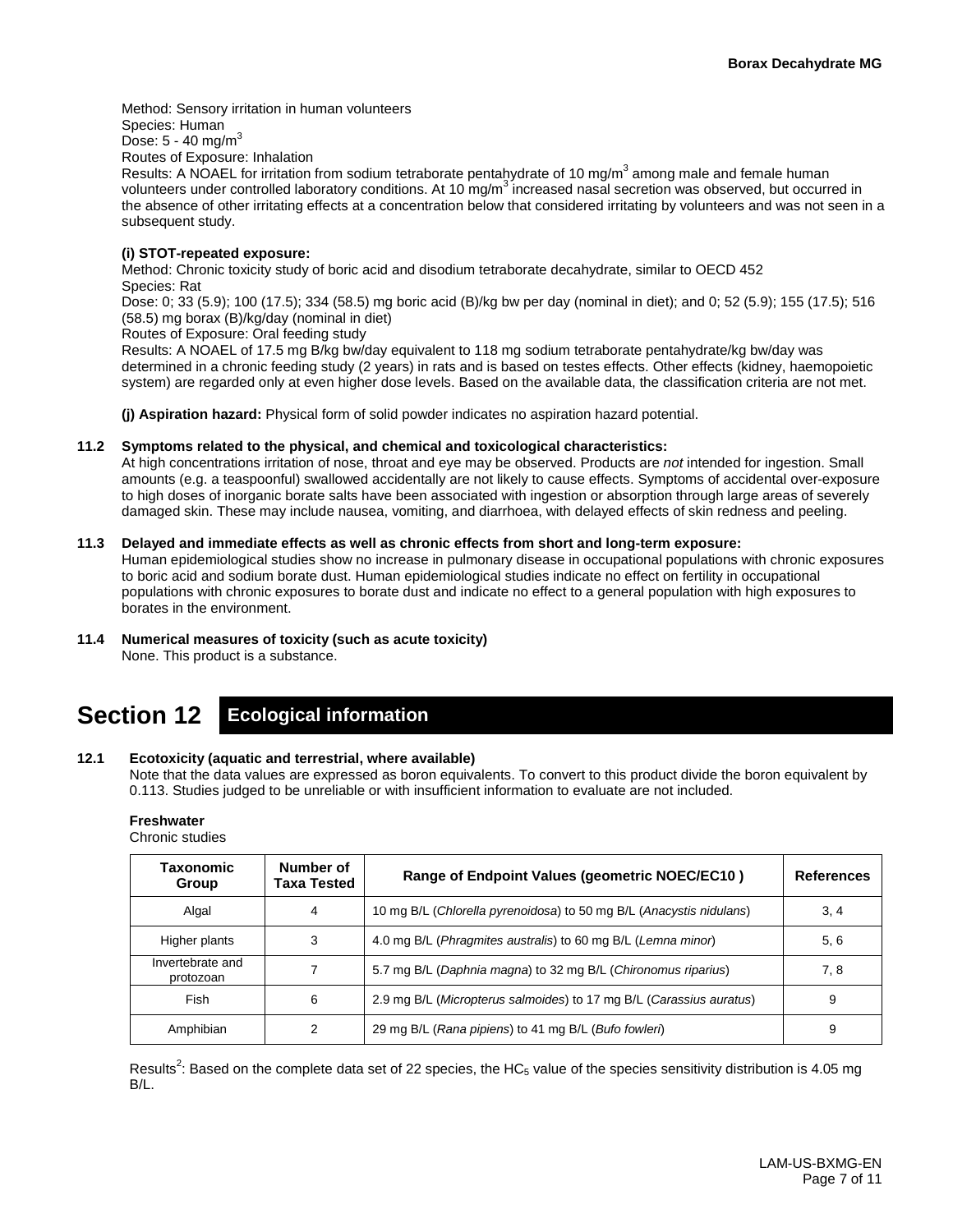Method: Sensory irritation in human volunteers
Species: Human
Dose: 5 - 40 mg/m$^3$
Routes of Exposure: Inhalation
Results: A NOAEL for irritation from sodium tetraborate pentahydrate of 10 mg/m$^3$ among male and female human volunteers under controlled laboratory conditions. At 10 mg/m$^3$ increased nasal secretion was observed, but occurred in the absence of other irritating effects at a concentration below that considered irritating by volunteers and was not seen in a subsequent study.

**(i) STOT-repeated exposure:**
Method: Chronic toxicity study of boric acid and disodium tetraborate decahydrate, similar to OECD 452
Species: Rat
Dose: 0; 33 (5.9); 100 (17.5); 334 (58.5) mg boric acid (B)/kg bw per day (nominal in diet); and 0; 52 (5.9); 155 (17.5); 516 (58.5) mg borax (B)/kg/day (nominal in diet)
Routes of Exposure: Oral feeding study
Results: A NOAEL of 17.5 mg B/kg bw/day equivalent to 118 mg sodium tetraborate pentahydrate/kg bw/day was determined in a chronic feeding study (2 years) in rats and is based on testes effects. Other effects (kidney, haemopoietic system) are regarded only at even higher dose levels. Based on the available data, the classification criteria are not met.

**(j) Aspiration hazard:** Physical form of solid powder indicates no aspiration hazard potential.

**11.2 Symptoms related to the physical, and chemical and toxicological characteristics:**
At high concentrations irritation of nose, throat and eye may be observed. Products are *not* intended for ingestion. Small amounts (e.g. a teaspoonful) swallowed accidentally are not likely to cause effects. Symptoms of accidental over-exposure to high doses of inorganic borate salts have been associated with ingestion or absorption through large areas of severely damaged skin. These may include nausea, vomiting, and diarrhoea, with delayed effects of skin redness and peeling.

**11.3 Delayed and immediate effects as well as chronic effects from short and long-term exposure:**
Human epidemiological studies show no increase in pulmonary disease in occupational populations with chronic exposures to boric acid and sodium borate dust. Human epidemiological studies indicate no effect on fertility in occupational populations with chronic exposures to borate dust and indicate no effect to a general population with high exposures to borates in the environment.

**11.4 Numerical measures of toxicity (such as acute toxicity)**
None. This product is a substance.

# Section 12 Ecological information

**12.1 Ecotoxicity (aquatic and terrestrial, where available)**
Note that the data values are expressed as boron equivalents. To convert to this product divide the boron equivalent by 0.113. Studies judged to be unreliable or with insufficient information to evaluate are not included.

**Freshwater**
Chronic studies

| Taxonomic Group | Number of Taxa Tested | Range of Endpoint Values (geometric NOEC/EC10 ) | References |
|---|---|---|---|
| Algal | 4 | 10 mg B/L (*Chlorella pyrenoidosa*) to 50 mg B/L (*Anacystis nidulans*) | 3, 4 |
| Higher plants | 3 | 4.0 mg B/L (*Phragmites australis*) to 60 mg B/L (*Lemna minor*) | 5, 6 |
| Invertebrate and protozoan | 7 | 5.7 mg B/L (*Daphnia magna*) to 32 mg B/L (*Chironomus riparius*) | 7, 8 |
| Fish | 6 | 2.9 mg B/L (*Micropterus salmoides*) to 17 mg B/L (*Carassius auratus*) | 9 |
| Amphibian | 2 | 29 mg B/L (*Rana pipiens*) to 41 mg B/L (*Bufo fowleri*) | 9 |

Results[2]: Based on the complete data set of 22 species, the $HC_5$ value of the species sensitivity distribution is 4.05 mg B/L.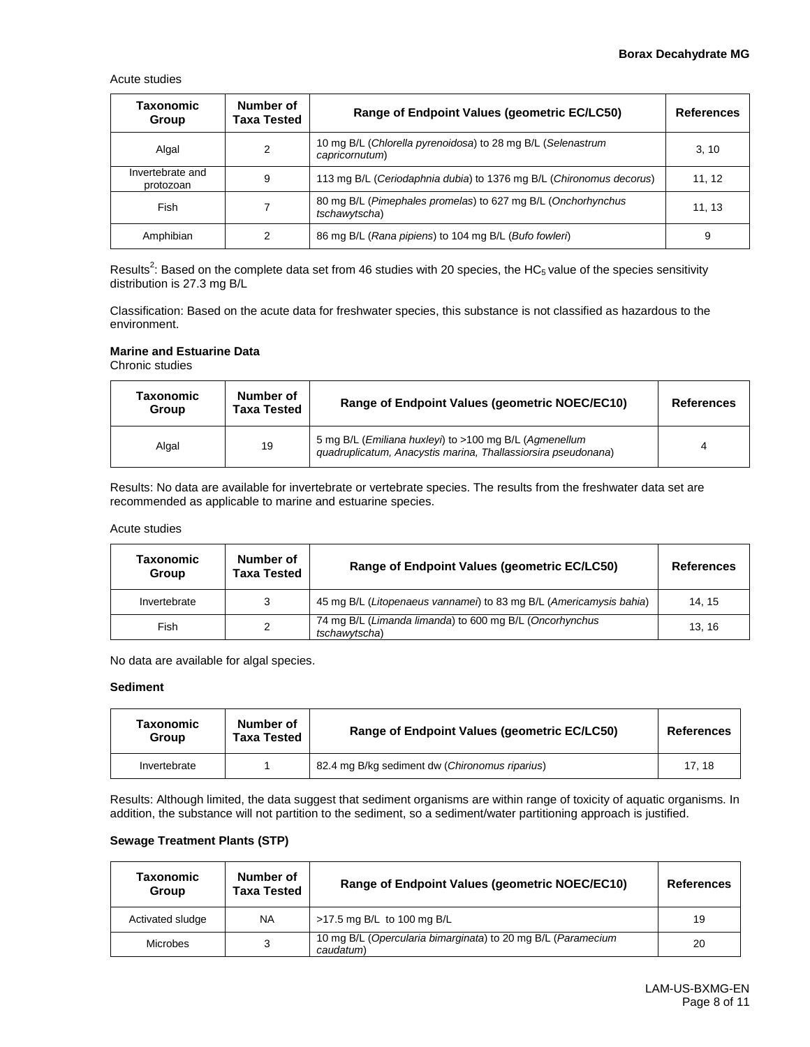Acute studies

| Taxonomic Group | Number of Taxa Tested | Range of Endpoint Values (geometric EC/LC50) | References |
|---|---|---|---|
| Algal | 2 | 10 mg B/L (*Chlorella pyrenoidosa*) to 28 mg B/L (*Selenastrum capricornutum*) | 3, 10 |
| Invertebrate and protozoan | 9 | 113 mg B/L (*Ceriodaphnia dubia*) to 1376 mg B/L (*Chironomus decorus*) | 11, 12 |
| Fish | 7 | 80 mg B/L (*Pimephales promelas*) to 627 mg B/L (*Onchorhynchus tschawytscha*) | 11, 13 |
| Amphibian | 2 | 86 mg B/L (*Rana pipiens*) to 104 mg B/L (*Bufo fowleri*) | 9 |

Results[2]: Based on the complete data set from 46 studies with 20 species, the $HC_5$ value of the species sensitivity distribution is 27.3 mg B/L

Classification: Based on the acute data for freshwater species, this substance is not classified as hazardous to the environment.

**Marine and Estuarine Data**

Chronic studies

| Taxonomic Group | Number of Taxa Tested | Range of Endpoint Values (geometric NOEC/EC10) | References |
|---|---|---|---|
| Algal | 19 | 5 mg B/L (*Emiliana huxleyi*) to >100 mg B/L (*Agmenellum quadruplicatum, Anacystis marina, Thallassiorsira pseudonana*) | 4 |

Results: No data are available for invertebrate or vertebrate species. The results from the freshwater data set are recommended as applicable to marine and estuarine species.

Acute studies

| Taxonomic Group | Number of Taxa Tested | Range of Endpoint Values (geometric EC/LC50) | References |
|---|---|---|---|
| Invertebrate | 3 | 45 mg B/L (*Litopenaeus vannamei*) to 83 mg B/L (*Americamysis bahia*) | 14, 15 |
| Fish | 2 | 74 mg B/L (*Limanda limanda*) to 600 mg B/L (*Oncorhynchus tschawytscha*) | 13, 16 |

No data are available for algal species.

**Sediment**

| Taxonomic Group | Number of Taxa Tested | Range of Endpoint Values (geometric EC/LC50) | References |
|---|---|---|---|
| Invertebrate | 1 | 82.4 mg B/kg sediment dw (*Chironomus riparius*) | 17, 18 |

Results: Although limited, the data suggest that sediment organisms are within range of toxicity of aquatic organisms. In addition, the substance will not partition to the sediment, so a sediment/water partitioning approach is justified.

**Sewage Treatment Plants (STP)**

| Taxonomic Group | Number of Taxa Tested | Range of Endpoint Values (geometric NOEC/EC10) | References |
|---|---|---|---|
| Activated sludge | NA | >17.5 mg B/L to 100 mg B/L | 19 |
| Microbes | 3 | 10 mg B/L (*Opercularia bimarginata*) to 20 mg B/L (*Paramecium caudatum*) | 20 |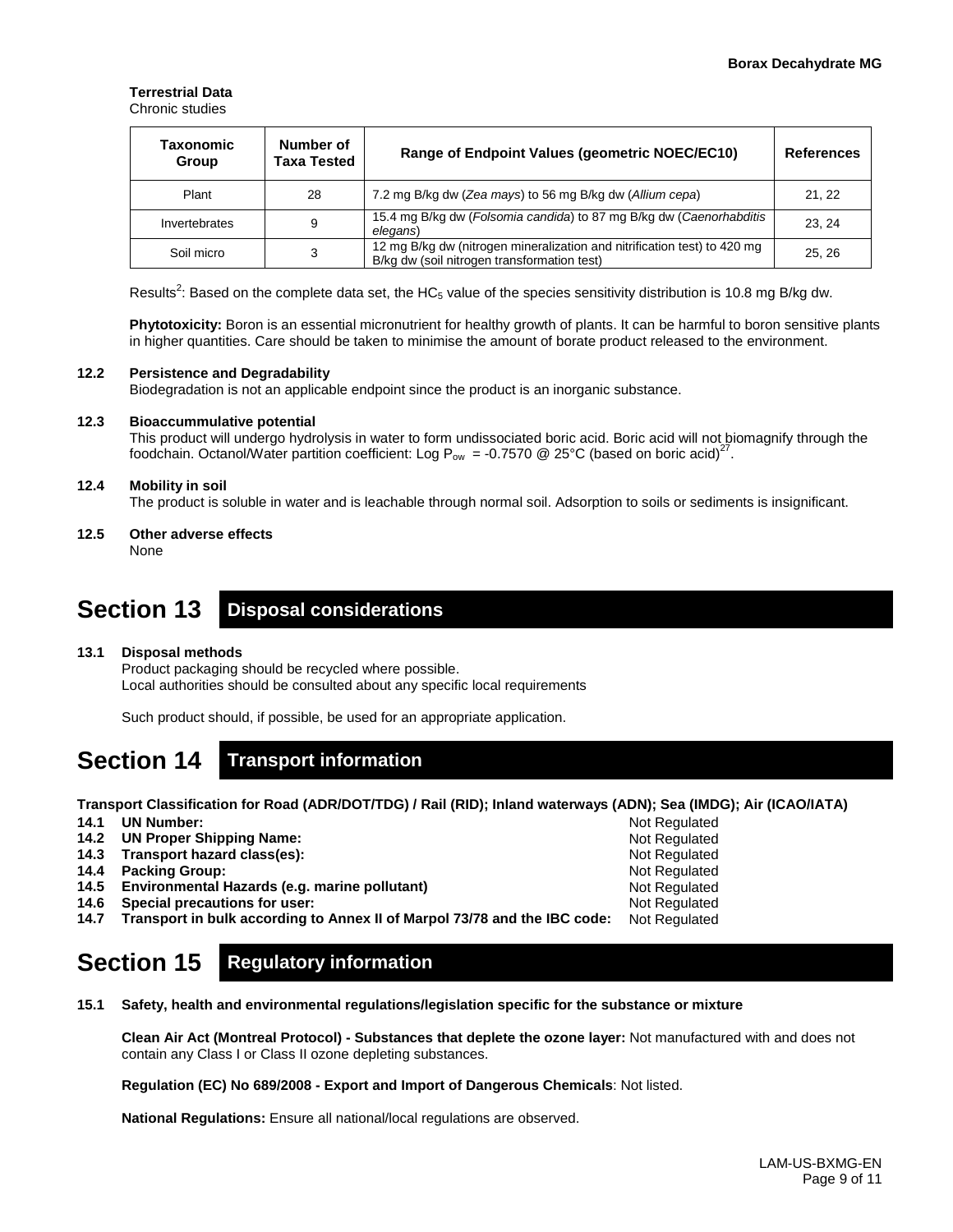**Terrestrial Data**

Chronic studies

| Taxonomic Group | Number of Taxa Tested | Range of Endpoint Values (geometric NOEC/EC10) | References |
|---|---|---|---|
| Plant | 28 | 7.2 mg B/kg dw (*Zea mays*) to 56 mg B/kg dw (*Allium cepa*) | 21, 22 |
| Invertebrates | 9 | 15.4 mg B/kg dw (*Folsomia candida*) to 87 mg B/kg dw (*Caenorhabditis elegans*) | 23, 24 |
| Soil micro | 3 | 12 mg B/kg dw (nitrogen mineralization and nitrification test) to 420 mg B/kg dw (soil nitrogen transformation test) | 25, 26 |

Results[2]: Based on the complete data set, the $HC_5$ value of the species sensitivity distribution is 10.8 mg B/kg dw.

**Phytotoxicity:** Boron is an essential micronutrient for healthy growth of plants. It can be harmful to boron sensitive plants in higher quantities. Care should be taken to minimise the amount of borate product released to the environment.

**12.2 Persistence and Degradability**

Biodegradation is not an applicable endpoint since the product is an inorganic substance.

**12.3 Bioaccummulative potential**

This product will undergo hydrolysis in water to form undissociated boric acid. Boric acid will not biomagnify through the foodchain. Octanol/Water partition coefficient: Log $P_{ow}$ = -0.7570 @ 25°C (based on boric acid)[27].

**12.4 Mobility in soil**

The product is soluble in water and is leachable through normal soil. Adsorption to soils or sediments is insignificant.

**12.5 Other adverse effects**

None

# Section 13 Disposal considerations

**13.1 Disposal methods**

Product packaging should be recycled where possible.
Local authorities should be consulted about any specific local requirements

Such product should, if possible, be used for an appropriate application.

# Section 14 Transport information

**Transport Classification for Road (ADR/DOT/TDG) / Rail (RID); Inland waterways (ADN); Sea (IMDG); Air (ICAO/IATA)**

| | | |
|---|---|---|
| **14.1** | **UN Number:** | Not Regulated |
| **14.2** | **UN Proper Shipping Name:** | Not Regulated |
| **14.3** | **Transport hazard class(es):** | Not Regulated |
| **14.4** | **Packing Group:** | Not Regulated |
| **14.5** | **Environmental Hazards (e.g. marine pollutant)** | Not Regulated |
| **14.6** | **Special precautions for user:** | Not Regulated |
| **14.7** | **Transport in bulk according to Annex II of Marpol 73/78 and the IBC code:** | Not Regulated |

# Section 15 Regulatory information

**15.1 Safety, health and environmental regulations/legislation specific for the substance or mixture**

**Clean Air Act (Montreal Protocol) - Substances that deplete the ozone layer:** Not manufactured with and does not contain any Class I or Class II ozone depleting substances.

**Regulation (EC) No 689/2008 - Export and Import of Dangerous Chemicals**: Not listed.

**National Regulations:** Ensure all national/local regulations are observed.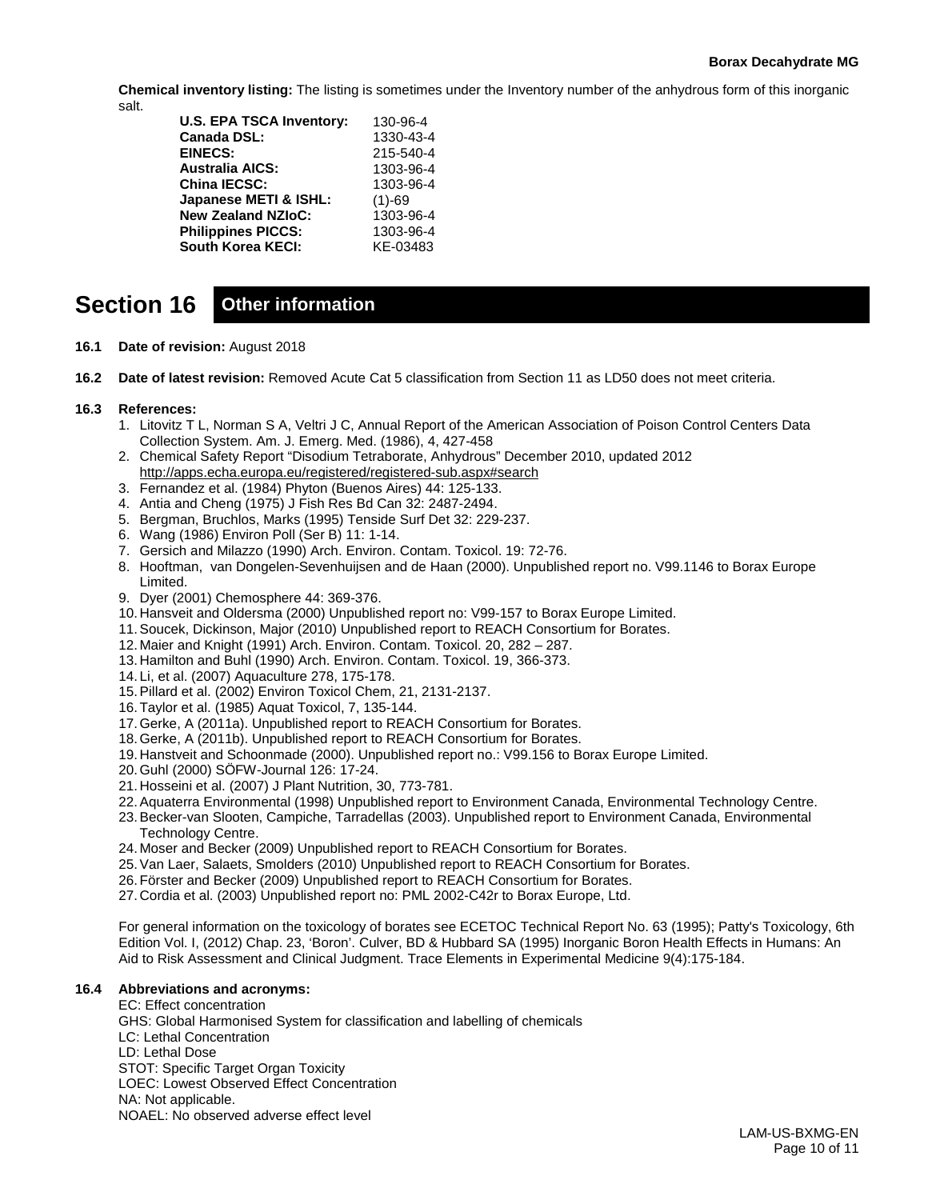**Chemical inventory listing:** The listing is sometimes under the Inventory number of the anhydrous form of this inorganic salt.

| | |
|---|---|
| **U.S. EPA TSCA Inventory:** | 130-96-4 |
| **Canada DSL:** | 1330-43-4 |
| **EINECS:** | 215-540-4 |
| **Australia AICS:** | 1303-96-4 |
| **China IECSC:** | 1303-96-4 |
| **Japanese METI & ISHL:** | (1)-69 |
| **New Zealand NZIoC:** | 1303-96-4 |
| **Philippines PICCS:** | 1303-96-4 |
| **South Korea KECI:** | KE-03483 |

## Section 16 Other information

**16.1 Date of revision:** August 2018

**16.2 Date of latest revision:** Removed Acute Cat 5 classification from Section 11 as LD50 does not meet criteria.

**16.3 References:**

1. Litovitz T L, Norman S A, Veltri J C, Annual Report of the American Association of Poison Control Centers Data Collection System. Am. J. Emerg. Med. (1986), 4, 427-458
2. Chemical Safety Report "Disodium Tetraborate, Anhydrous" December 2010, updated 2012 http://apps.echa.europa.eu/registered/registered-sub.aspx#search
3. Fernandez et al. (1984) Phyton (Buenos Aires) 44: 125-133.
4. Antia and Cheng (1975) J Fish Res Bd Can 32: 2487-2494.
5. Bergman, Bruchlos, Marks (1995) Tenside Surf Det 32: 229-237.
6. Wang (1986) Environ Poll (Ser B) 11: 1-14.
7. Gersich and Milazzo (1990) Arch. Environ. Contam. Toxicol. 19: 72-76.
8. Hooftman, van Dongelen-Sevenhuijsen and de Haan (2000). Unpublished report no. V99.1146 to Borax Europe Limited.
9. Dyer (2001) Chemosphere 44: 369-376.
10. Hansveit and Oldersma (2000) Unpublished report no: V99-157 to Borax Europe Limited.
11. Soucek, Dickinson, Major (2010) Unpublished report to REACH Consortium for Borates.
12. Maier and Knight (1991) Arch. Environ. Contam. Toxicol. 20, 282 – 287.
13. Hamilton and Buhl (1990) Arch. Environ. Contam. Toxicol. 19, 366-373.
14. Li, et al. (2007) Aquaculture 278, 175-178.
15. Pillard et al. (2002) Environ Toxicol Chem, 21, 2131-2137.
16. Taylor et al. (1985) Aquat Toxicol, 7, 135-144.
17. Gerke, A (2011a). Unpublished report to REACH Consortium for Borates.
18. Gerke, A (2011b). Unpublished report to REACH Consortium for Borates.
19. Hanstveit and Schoonmade (2000). Unpublished report no.: V99.156 to Borax Europe Limited.
20. Guhl (2000) SÖFW-Journal 126: 17-24.
21. Hosseini et al. (2007) J Plant Nutrition, 30, 773-781.
22. Aquaterra Environmental (1998) Unpublished report to Environment Canada, Environmental Technology Centre.
23. Becker-van Slooten, Campiche, Tarradellas (2003). Unpublished report to Environment Canada, Environmental Technology Centre.
24. Moser and Becker (2009) Unpublished report to REACH Consortium for Borates.
25. Van Laer, Salaets, Smolders (2010) Unpublished report to REACH Consortium for Borates.
26. Förster and Becker (2009) Unpublished report to REACH Consortium for Borates.
27. Cordia et al. (2003) Unpublished report no: PML 2002-C42r to Borax Europe, Ltd.

For general information on the toxicology of borates see ECETOC Technical Report No. 63 (1995); Patty's Toxicology, 6th Edition Vol. I, (2012) Chap. 23, 'Boron'. Culver, BD & Hubbard SA (1995) Inorganic Boron Health Effects in Humans: An Aid to Risk Assessment and Clinical Judgment. Trace Elements in Experimental Medicine 9(4):175-184.

**16.4 Abbreviations and acronyms:**

EC: Effect concentration
GHS: Global Harmonised System for classification and labelling of chemicals
LC: Lethal Concentration
LD: Lethal Dose
STOT: Specific Target Organ Toxicity
LOEC: Lowest Observed Effect Concentration
NA: Not applicable.
NOAEL: No observed adverse effect level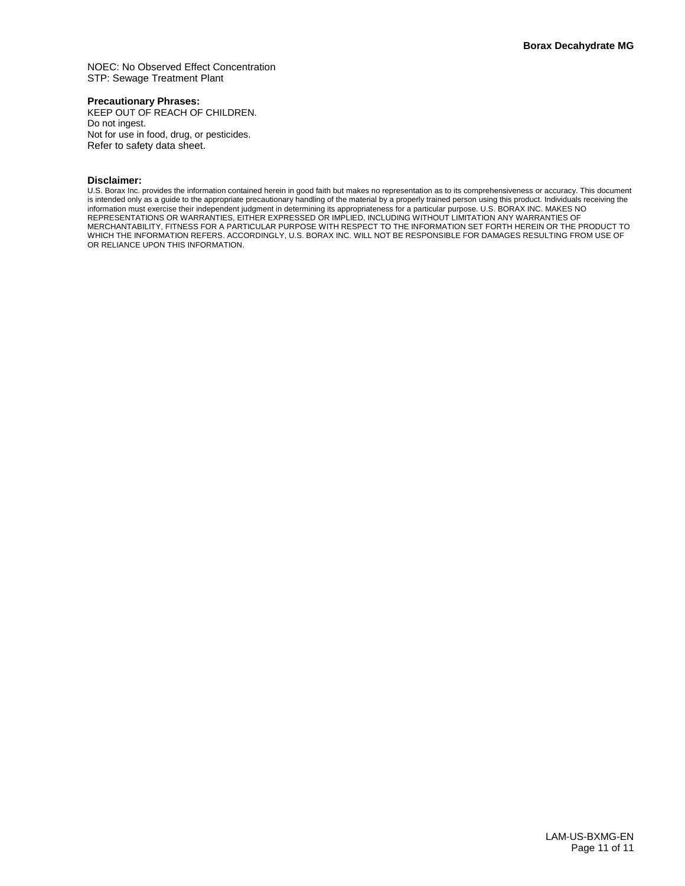NOEC: No Observed Effect Concentration
STP: Sewage Treatment Plant

**Precautionary Phrases:**

KEEP OUT OF REACH OF CHILDREN.
Do not ingest.
Not for use in food, drug, or pesticides.
Refer to safety data sheet.

**Disclaimer:**

U.S. Borax Inc. provides the information contained herein in good faith but makes no representation as to its comprehensiveness or accuracy. This document is intended only as a guide to the appropriate precautionary handling of the material by a properly trained person using this product. Individuals receiving the information must exercise their independent judgment in determining its appropriateness for a particular purpose. U.S. BORAX INC. MAKES NO REPRESENTATIONS OR WARRANTIES, EITHER EXPRESSED OR IMPLIED, INCLUDING WITHOUT LIMITATION ANY WARRANTIES OF MERCHANTABILITY, FITNESS FOR A PARTICULAR PURPOSE WITH RESPECT TO THE INFORMATION SET FORTH HEREIN OR THE PRODUCT TO WHICH THE INFORMATION REFERS. ACCORDINGLY, U.S. BORAX INC. WILL NOT BE RESPONSIBLE FOR DAMAGES RESULTING FROM USE OF OR RELIANCE UPON THIS INFORMATION.